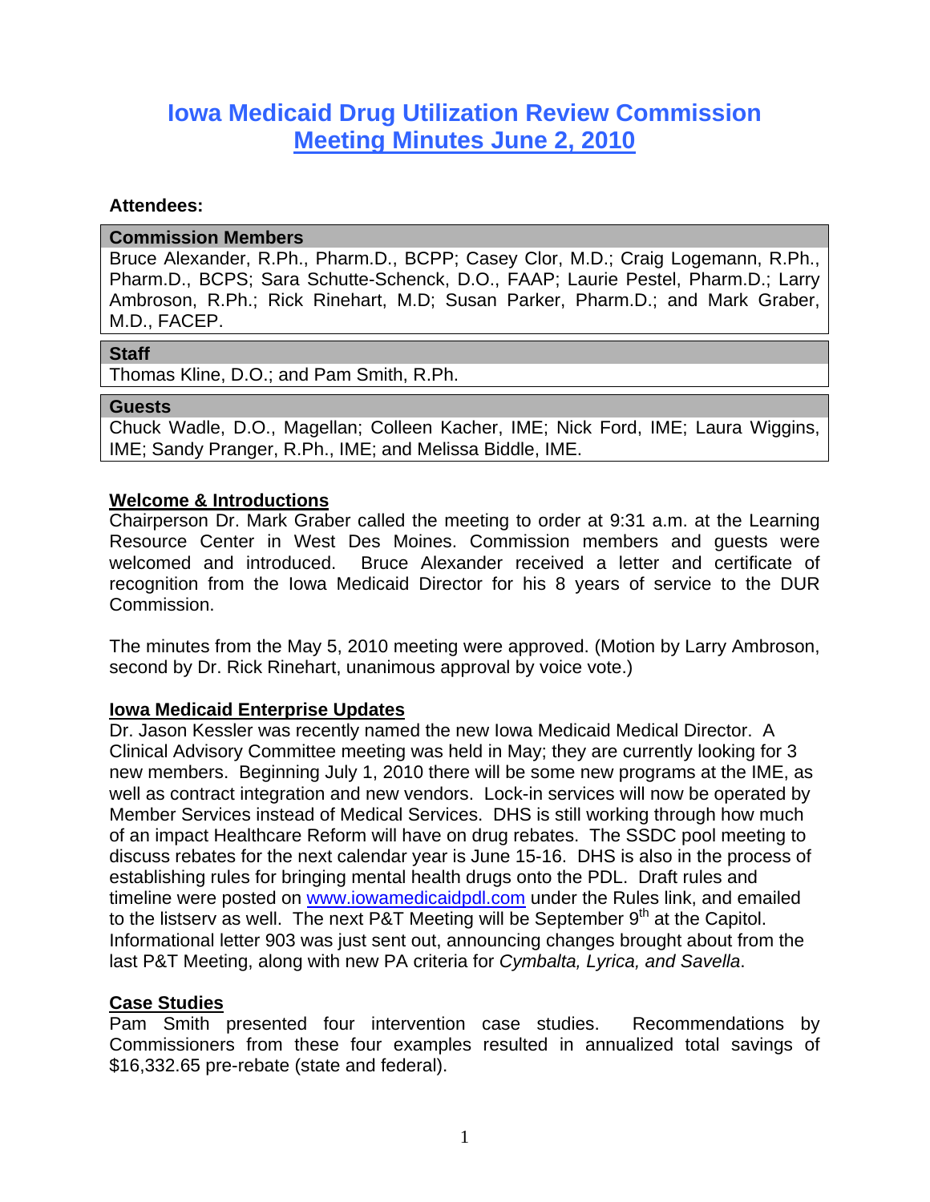# Iowa Medicaid Drug Utilization Review Commission
## Meeting Minutes June 2, 2010

**Attendees:**

| **Commission Members** |
|---|
| Bruce Alexander, R.Ph., Pharm.D., BCPP; Casey Clor, M.D.; Craig Logemann, R.Ph., Pharm.D., BCPS; Sara Schutte-Schenck, D.O., FAAP; Laurie Pestel, Pharm.D.; Larry Ambroson, R.Ph.; Rick Rinehart, M.D; Susan Parker, Pharm.D.; and Mark Graber, M.D., FACEP. |

| **Staff** |
|---|
| Thomas Kline, D.O.; and Pam Smith, R.Ph. |

| **Guests** |
|---|
| Chuck Wadle, D.O., Magellan; Colleen Kacher, IME; Nick Ford, IME; Laura Wiggins, IME; Sandy Pranger, R.Ph., IME; and Melissa Biddle, IME. |

### Welcome & Introductions

Chairperson Dr. Mark Graber called the meeting to order at 9:31 a.m. at the Learning Resource Center in West Des Moines. Commission members and guests were welcomed and introduced. Bruce Alexander received a letter and certificate of recognition from the Iowa Medicaid Director for his 8 years of service to the DUR Commission.

The minutes from the May 5, 2010 meeting were approved. (Motion by Larry Ambroson, second by Dr. Rick Rinehart, unanimous approval by voice vote.)

### Iowa Medicaid Enterprise Updates

Dr. Jason Kessler was recently named the new Iowa Medicaid Medical Director. A Clinical Advisory Committee meeting was held in May; they are currently looking for 3 new members. Beginning July 1, 2010 there will be some new programs at the IME, as well as contract integration and new vendors. Lock-in services will now be operated by Member Services instead of Medical Services. DHS is still working through how much of an impact Healthcare Reform will have on drug rebates. The SSDC pool meeting to discuss rebates for the next calendar year is June 15-16. DHS is also in the process of establishing rules for bringing mental health drugs onto the PDL. Draft rules and timeline were posted on www.iowamedicaidpdl.com under the Rules link, and emailed to the listserv as well. The next P&T Meeting will be September 9th at the Capitol. Informational letter 903 was just sent out, announcing changes brought about from the last P&T Meeting, along with new PA criteria for *Cymbalta, Lyrica, and Savella*.

### Case Studies

Pam Smith presented four intervention case studies. Recommendations by Commissioners from these four examples resulted in annualized total savings of $16,332.65 pre-rebate (state and federal).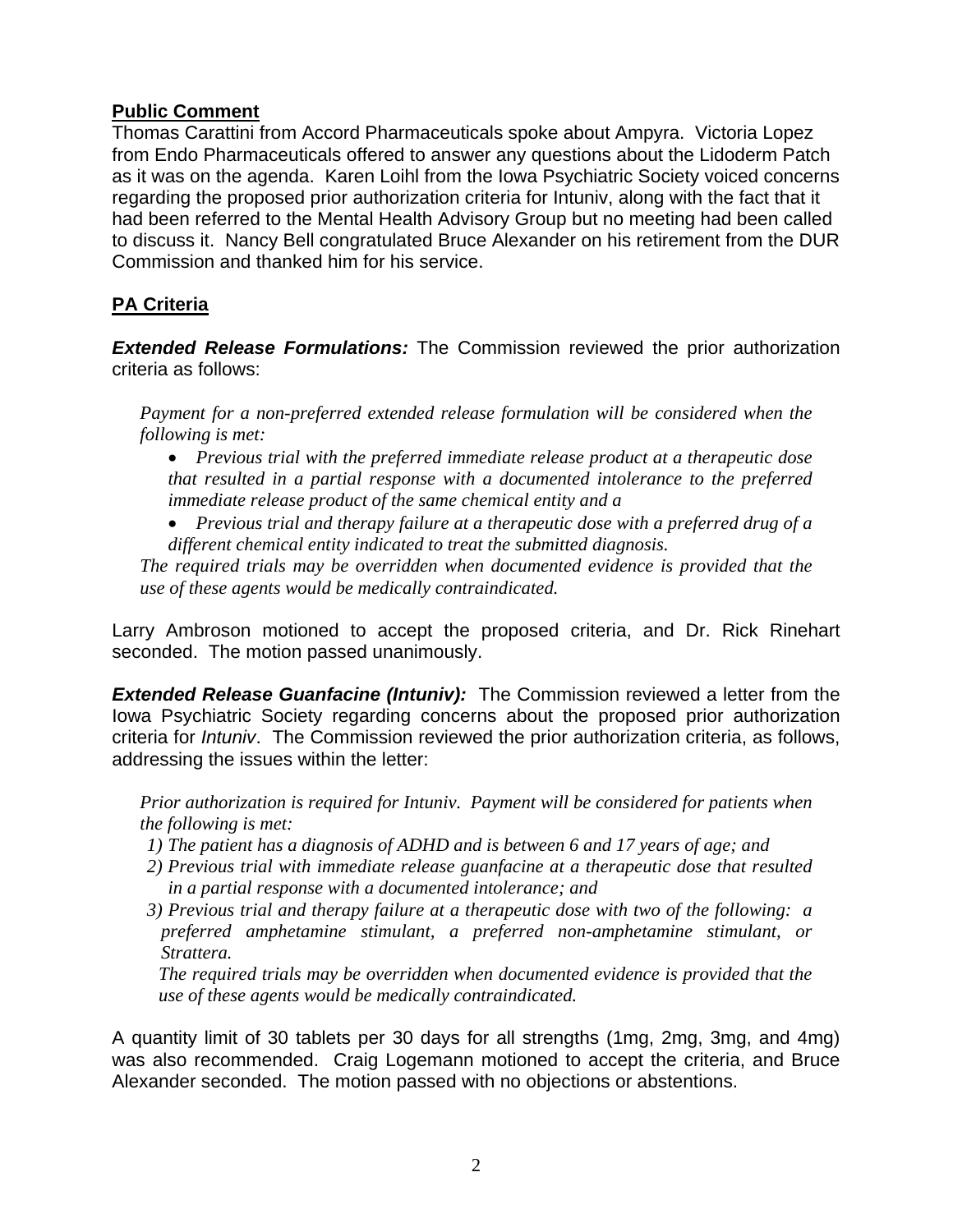**Public Comment**

Thomas Carattini from Accord Pharmaceuticals spoke about Ampyra. Victoria Lopez from Endo Pharmaceuticals offered to answer any questions about the Lidoderm Patch as it was on the agenda. Karen Loihl from the Iowa Psychiatric Society voiced concerns regarding the proposed prior authorization criteria for Intuniv, along with the fact that it had been referred to the Mental Health Advisory Group but no meeting had been called to discuss it. Nancy Bell congratulated Bruce Alexander on his retirement from the DUR Commission and thanked him for his service.

**PA Criteria**

***Extended Release Formulations:*** The Commission reviewed the prior authorization criteria as follows:

*Payment for a non-preferred extended release formulation will be considered when the following is met:*

- *Previous trial with the preferred immediate release product at a therapeutic dose that resulted in a partial response with a documented intolerance to the preferred immediate release product of the same chemical entity and a*
- *Previous trial and therapy failure at a therapeutic dose with a preferred drug of a different chemical entity indicated to treat the submitted diagnosis.*

*The required trials may be overridden when documented evidence is provided that the use of these agents would be medically contraindicated.*

Larry Ambroson motioned to accept the proposed criteria, and Dr. Rick Rinehart seconded. The motion passed unanimously.

***Extended Release Guanfacine (Intuniv):*** The Commission reviewed a letter from the Iowa Psychiatric Society regarding concerns about the proposed prior authorization criteria for *Intuniv*. The Commission reviewed the prior authorization criteria, as follows, addressing the issues within the letter:

*Prior authorization is required for Intuniv. Payment will be considered for patients when the following is met:*

1) *The patient has a diagnosis of ADHD and is between 6 and 17 years of age; and*
2) *Previous trial with immediate release guanfacine at a therapeutic dose that resulted in a partial response with a documented intolerance; and*
3) *Previous trial and therapy failure at a therapeutic dose with two of the following: a preferred amphetamine stimulant, a preferred non-amphetamine stimulant, or Strattera.*

*The required trials may be overridden when documented evidence is provided that the use of these agents would be medically contraindicated.*

A quantity limit of 30 tablets per 30 days for all strengths (1mg, 2mg, 3mg, and 4mg) was also recommended. Craig Logemann motioned to accept the criteria, and Bruce Alexander seconded. The motion passed with no objections or abstentions.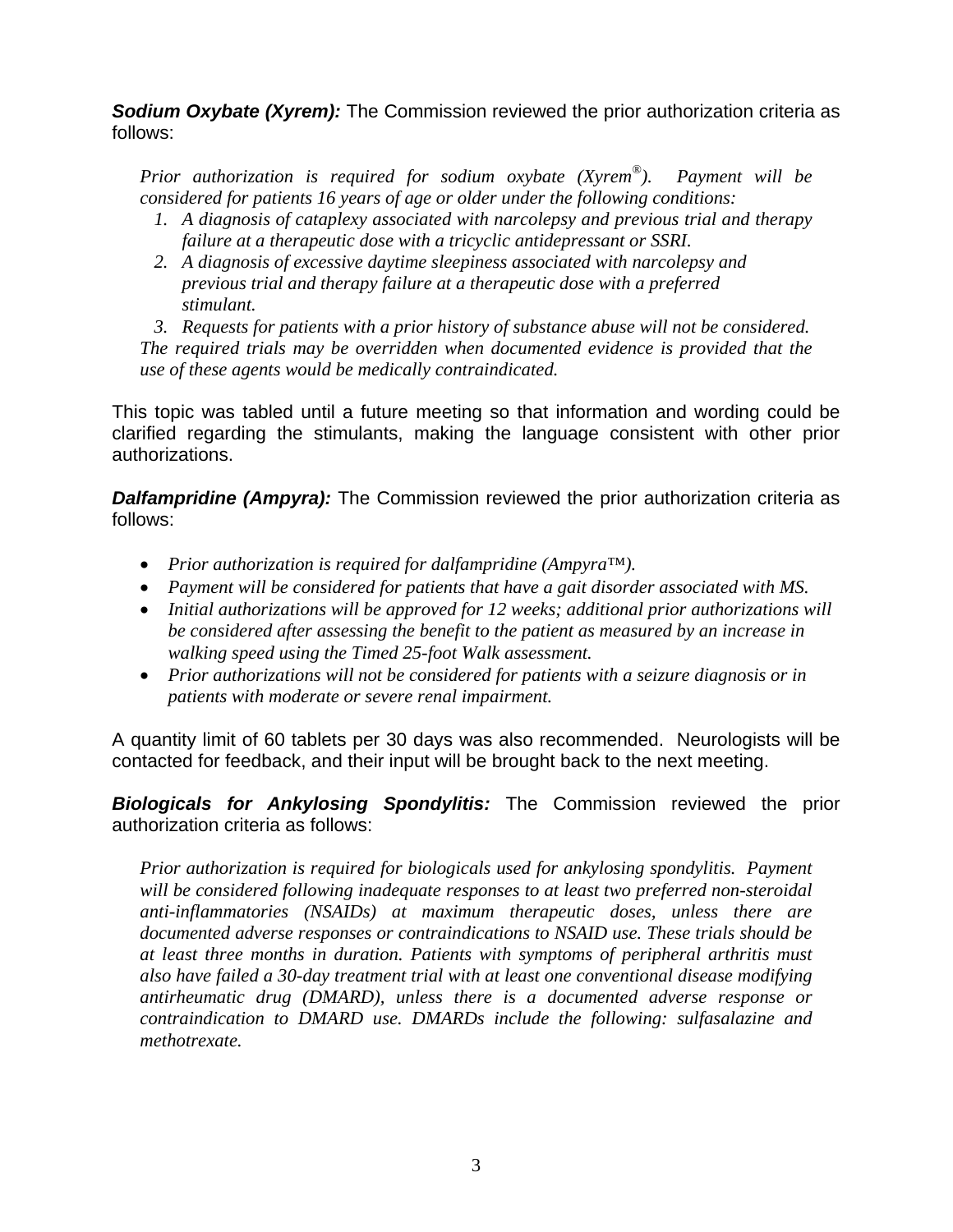***Sodium Oxybate (Xyrem):*** The Commission reviewed the prior authorization criteria as follows:

> *Prior authorization is required for sodium oxybate (Xyrem®). Payment will be considered for patients 16 years of age or older under the following conditions:*
>
> 1. *A diagnosis of cataplexy associated with narcolepsy and previous trial and therapy failure at a therapeutic dose with a tricyclic antidepressant or SSRI.*
> 2. *A diagnosis of excessive daytime sleepiness associated with narcolepsy and previous trial and therapy failure at a therapeutic dose with a preferred stimulant.*
> 3. *Requests for patients with a prior history of substance abuse will not be considered.*
>
> *The required trials may be overridden when documented evidence is provided that the use of these agents would be medically contraindicated.*

This topic was tabled until a future meeting so that information and wording could be clarified regarding the stimulants, making the language consistent with other prior authorizations.

***Dalfampridine (Ampyra):*** The Commission reviewed the prior authorization criteria as follows:

- *Prior authorization is required for dalfampridine (Ampyra™).*
- *Payment will be considered for patients that have a gait disorder associated with MS.*
- *Initial authorizations will be approved for 12 weeks; additional prior authorizations will be considered after assessing the benefit to the patient as measured by an increase in walking speed using the Timed 25-foot Walk assessment.*
- *Prior authorizations will not be considered for patients with a seizure diagnosis or in patients with moderate or severe renal impairment.*

A quantity limit of 60 tablets per 30 days was also recommended. Neurologists will be contacted for feedback, and their input will be brought back to the next meeting.

***Biologicals for Ankylosing Spondylitis:*** The Commission reviewed the prior authorization criteria as follows:

> *Prior authorization is required for biologicals used for ankylosing spondylitis. Payment will be considered following inadequate responses to at least two preferred non-steroidal anti-inflammatories (NSAIDs) at maximum therapeutic doses, unless there are documented adverse responses or contraindications to NSAID use. These trials should be at least three months in duration. Patients with symptoms of peripheral arthritis must also have failed a 30-day treatment trial with at least one conventional disease modifying antirheumatic drug (DMARD), unless there is a documented adverse response or contraindication to DMARD use. DMARDs include the following: sulfasalazine and methotrexate.*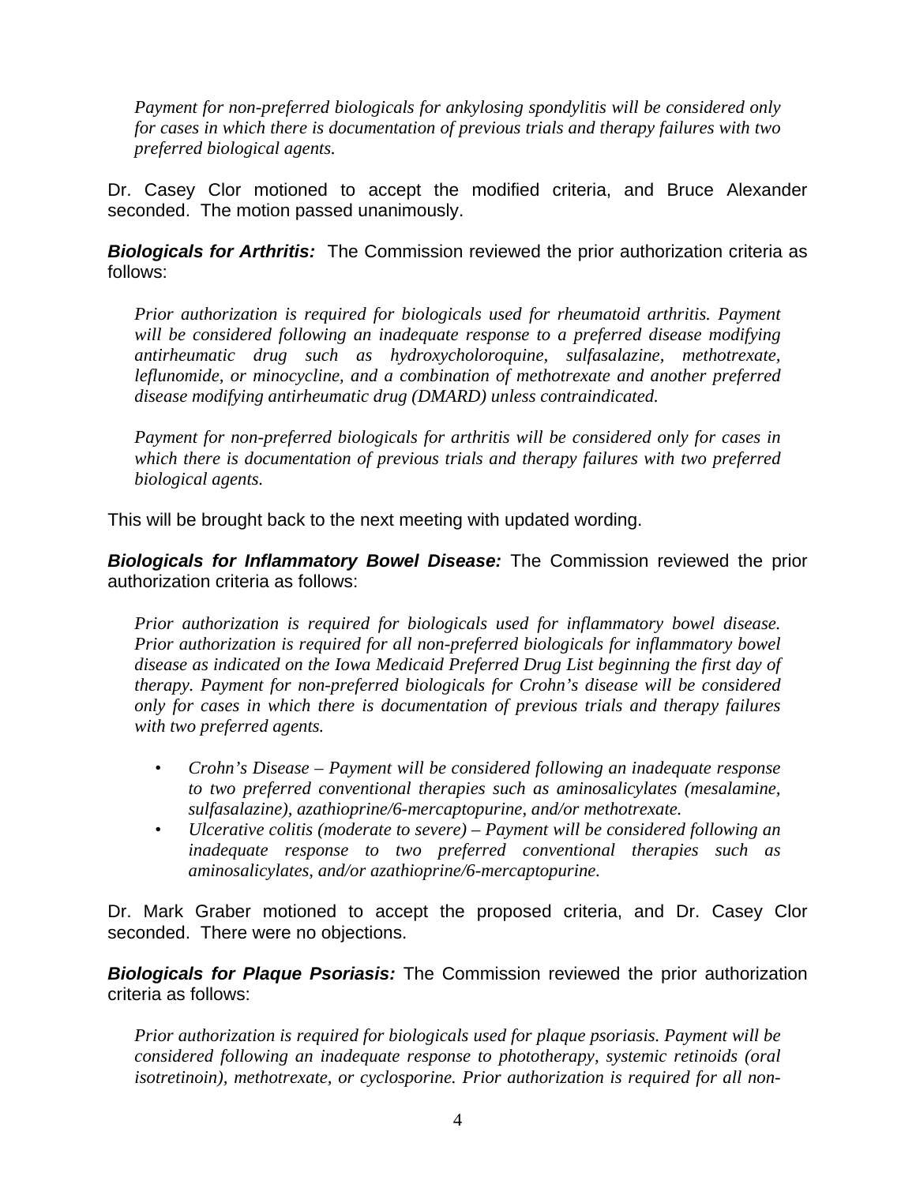*Payment for non-preferred biologicals for ankylosing spondylitis will be considered only for cases in which there is documentation of previous trials and therapy failures with two preferred biological agents.*

Dr. Casey Clor motioned to accept the modified criteria, and Bruce Alexander seconded. The motion passed unanimously.

***Biologicals for Arthritis:*** The Commission reviewed the prior authorization criteria as follows:

*Prior authorization is required for biologicals used for rheumatoid arthritis. Payment will be considered following an inadequate response to a preferred disease modifying antirheumatic drug such as hydroxycholoroquine, sulfasalazine, methotrexate, leflunomide, or minocycline, and a combination of methotrexate and another preferred disease modifying antirheumatic drug (DMARD) unless contraindicated.*

*Payment for non-preferred biologicals for arthritis will be considered only for cases in which there is documentation of previous trials and therapy failures with two preferred biological agents.*

This will be brought back to the next meeting with updated wording.

***Biologicals for Inflammatory Bowel Disease:*** The Commission reviewed the prior authorization criteria as follows:

*Prior authorization is required for biologicals used for inflammatory bowel disease. Prior authorization is required for all non-preferred biologicals for inflammatory bowel disease as indicated on the Iowa Medicaid Preferred Drug List beginning the first day of therapy. Payment for non-preferred biologicals for Crohn's disease will be considered only for cases in which there is documentation of previous trials and therapy failures with two preferred agents.*

- *Crohn's Disease – Payment will be considered following an inadequate response to two preferred conventional therapies such as aminosalicylates (mesalamine, sulfasalazine), azathioprine/6-mercaptopurine, and/or methotrexate.*
- *Ulcerative colitis (moderate to severe) – Payment will be considered following an inadequate response to two preferred conventional therapies such as aminosalicylates, and/or azathioprine/6-mercaptopurine.*

Dr. Mark Graber motioned to accept the proposed criteria, and Dr. Casey Clor seconded. There were no objections.

***Biologicals for Plaque Psoriasis:*** The Commission reviewed the prior authorization criteria as follows:

*Prior authorization is required for biologicals used for plaque psoriasis. Payment will be considered following an inadequate response to phototherapy, systemic retinoids (oral isotretinoin), methotrexate, or cyclosporine. Prior authorization is required for all non-*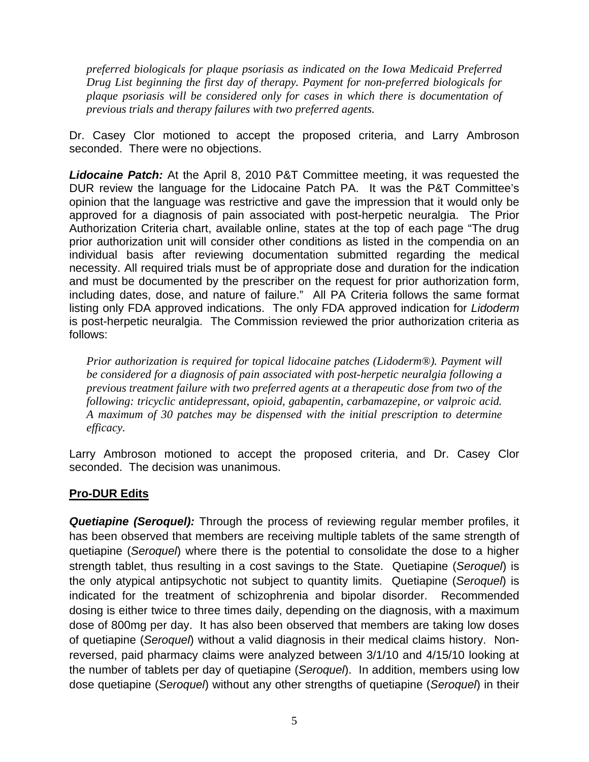*preferred biologicals for plaque psoriasis as indicated on the Iowa Medicaid Preferred Drug List beginning the first day of therapy. Payment for non-preferred biologicals for plaque psoriasis will be considered only for cases in which there is documentation of previous trials and therapy failures with two preferred agents.*

Dr. Casey Clor motioned to accept the proposed criteria, and Larry Ambroson seconded. There were no objections.

***Lidocaine Patch:*** At the April 8, 2010 P&T Committee meeting, it was requested the DUR review the language for the Lidocaine Patch PA. It was the P&T Committee's opinion that the language was restrictive and gave the impression that it would only be approved for a diagnosis of pain associated with post-herpetic neuralgia. The Prior Authorization Criteria chart, available online, states at the top of each page "The drug prior authorization unit will consider other conditions as listed in the compendia on an individual basis after reviewing documentation submitted regarding the medical necessity. All required trials must be of appropriate dose and duration for the indication and must be documented by the prescriber on the request for prior authorization form, including dates, dose, and nature of failure." All PA Criteria follows the same format listing only FDA approved indications. The only FDA approved indication for *Lidoderm* is post-herpetic neuralgia. The Commission reviewed the prior authorization criteria as follows:

*Prior authorization is required for topical lidocaine patches (Lidoderm®). Payment will be considered for a diagnosis of pain associated with post-herpetic neuralgia following a previous treatment failure with two preferred agents at a therapeutic dose from two of the following: tricyclic antidepressant, opioid, gabapentin, carbamazepine, or valproic acid. A maximum of 30 patches may be dispensed with the initial prescription to determine efficacy.*

Larry Ambroson motioned to accept the proposed criteria, and Dr. Casey Clor seconded. The decision was unanimous.

## Pro-DUR Edits

***Quetiapine (Seroquel):*** Through the process of reviewing regular member profiles, it has been observed that members are receiving multiple tablets of the same strength of quetiapine (*Seroquel*) where there is the potential to consolidate the dose to a higher strength tablet, thus resulting in a cost savings to the State. Quetiapine (*Seroquel*) is the only atypical antipsychotic not subject to quantity limits. Quetiapine (*Seroquel*) is indicated for the treatment of schizophrenia and bipolar disorder. Recommended dosing is either twice to three times daily, depending on the diagnosis, with a maximum dose of 800mg per day. It has also been observed that members are taking low doses of quetiapine (*Seroquel*) without a valid diagnosis in their medical claims history. Non-reversed, paid pharmacy claims were analyzed between 3/1/10 and 4/15/10 looking at the number of tablets per day of quetiapine (*Seroquel*). In addition, members using low dose quetiapine (*Seroquel*) without any other strengths of quetiapine (*Seroquel*) in their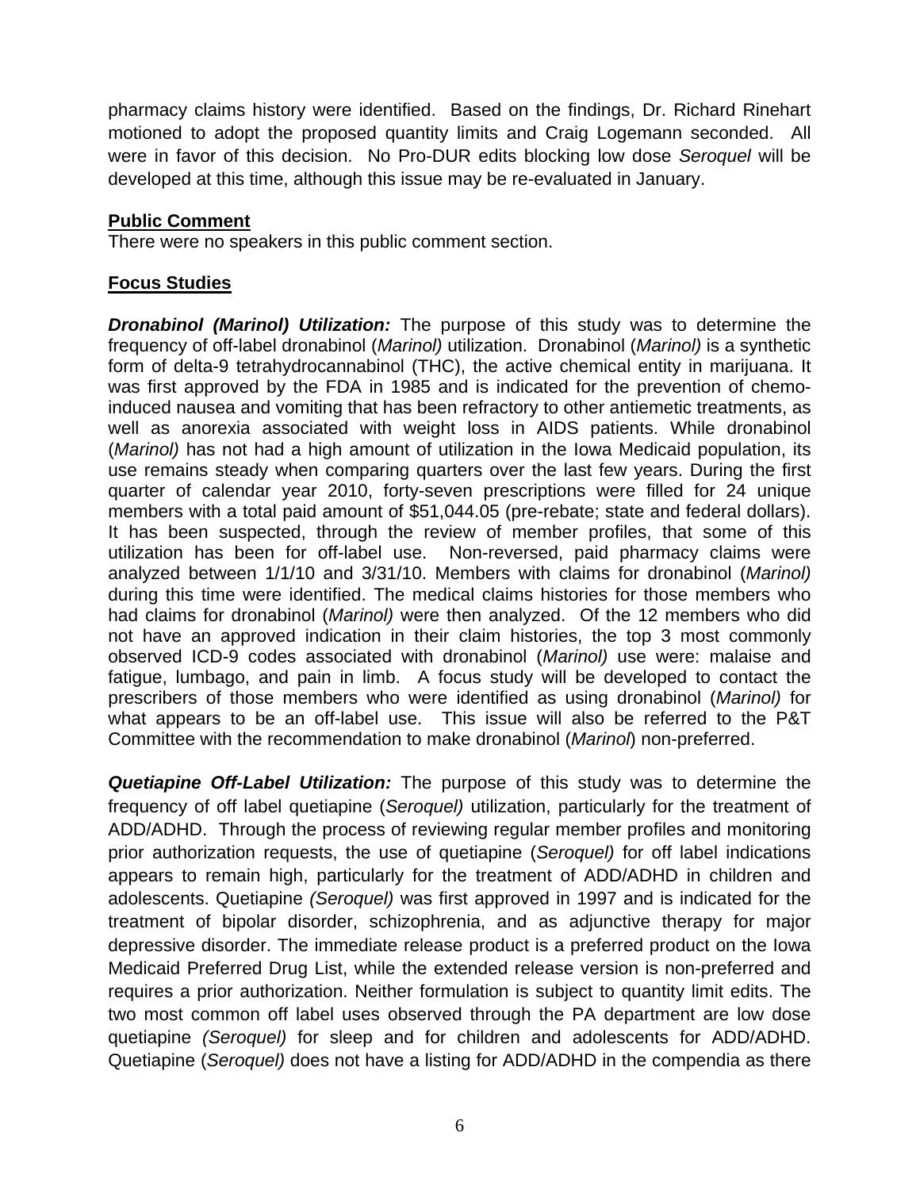pharmacy claims history were identified. Based on the findings, Dr. Richard Rinehart motioned to adopt the proposed quantity limits and Craig Logemann seconded. All were in favor of this decision. No Pro-DUR edits blocking low dose *Seroquel* will be developed at this time, although this issue may be re-evaluated in January.

## Public Comment

There were no speakers in this public comment section.

## Focus Studies

***Dronabinol (Marinol) Utilization:*** The purpose of this study was to determine the frequency of off-label dronabinol (*Marinol)* utilization. Dronabinol (*Marinol)* is a synthetic form of delta-9 tetrahydrocannabinol (THC), the active chemical entity in marijuana. It was first approved by the FDA in 1985 and is indicated for the prevention of chemo-induced nausea and vomiting that has been refractory to other antiemetic treatments, as well as anorexia associated with weight loss in AIDS patients. While dronabinol (*Marinol)* has not had a high amount of utilization in the Iowa Medicaid population, its use remains steady when comparing quarters over the last few years. During the first quarter of calendar year 2010, forty-seven prescriptions were filled for 24 unique members with a total paid amount of $51,044.05 (pre-rebate; state and federal dollars). It has been suspected, through the review of member profiles, that some of this utilization has been for off-label use. Non-reversed, paid pharmacy claims were analyzed between 1/1/10 and 3/31/10. Members with claims for dronabinol (*Marinol)* during this time were identified. The medical claims histories for those members who had claims for dronabinol (*Marinol)* were then analyzed. Of the 12 members who did not have an approved indication in their claim histories, the top 3 most commonly observed ICD-9 codes associated with dronabinol (*Marinol)* use were: malaise and fatigue, lumbago, and pain in limb. A focus study will be developed to contact the prescribers of those members who were identified as using dronabinol (*Marinol)* for what appears to be an off-label use. This issue will also be referred to the P&T Committee with the recommendation to make dronabinol (*Marinol*) non-preferred.

***Quetiapine Off-Label Utilization:*** The purpose of this study was to determine the frequency of off label quetiapine (*Seroquel)* utilization, particularly for the treatment of ADD/ADHD. Through the process of reviewing regular member profiles and monitoring prior authorization requests, the use of quetiapine (*Seroquel)* for off label indications appears to remain high, particularly for the treatment of ADD/ADHD in children and adolescents. Quetiapine *(Seroquel)* was first approved in 1997 and is indicated for the treatment of bipolar disorder, schizophrenia, and as adjunctive therapy for major depressive disorder. The immediate release product is a preferred product on the Iowa Medicaid Preferred Drug List, while the extended release version is non-preferred and requires a prior authorization. Neither formulation is subject to quantity limit edits. The two most common off label uses observed through the PA department are low dose quetiapine *(Seroquel)* for sleep and for children and adolescents for ADD/ADHD. Quetiapine (*Seroquel)* does not have a listing for ADD/ADHD in the compendia as there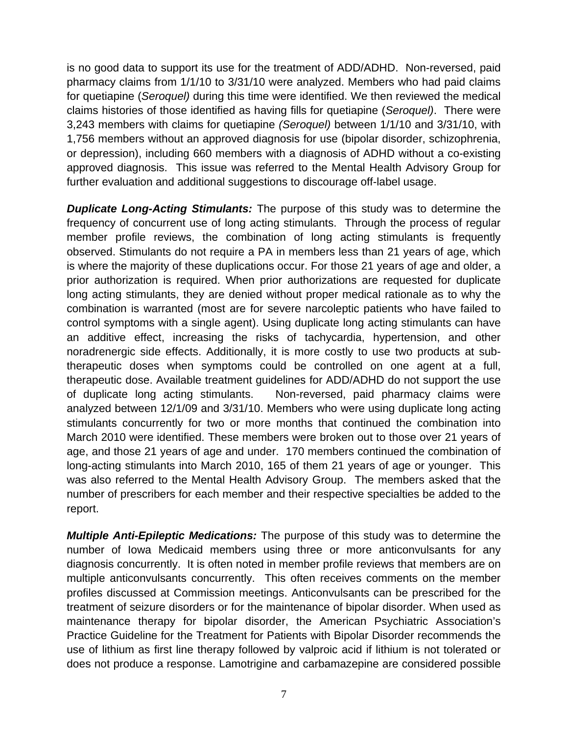is no good data to support its use for the treatment of ADD/ADHD. Non-reversed, paid pharmacy claims from 1/1/10 to 3/31/10 were analyzed. Members who had paid claims for quetiapine (*Seroquel)* during this time were identified. We then reviewed the medical claims histories of those identified as having fills for quetiapine (*Seroquel)*. There were 3,243 members with claims for quetiapine *(Seroquel)* between 1/1/10 and 3/31/10, with 1,756 members without an approved diagnosis for use (bipolar disorder, schizophrenia, or depression), including 660 members with a diagnosis of ADHD without a co-existing approved diagnosis. This issue was referred to the Mental Health Advisory Group for further evaluation and additional suggestions to discourage off-label usage.

***Duplicate Long-Acting Stimulants:*** The purpose of this study was to determine the frequency of concurrent use of long acting stimulants. Through the process of regular member profile reviews, the combination of long acting stimulants is frequently observed. Stimulants do not require a PA in members less than 21 years of age, which is where the majority of these duplications occur. For those 21 years of age and older, a prior authorization is required. When prior authorizations are requested for duplicate long acting stimulants, they are denied without proper medical rationale as to why the combination is warranted (most are for severe narcoleptic patients who have failed to control symptoms with a single agent). Using duplicate long acting stimulants can have an additive effect, increasing the risks of tachycardia, hypertension, and other noradrenergic side effects. Additionally, it is more costly to use two products at sub-therapeutic doses when symptoms could be controlled on one agent at a full, therapeutic dose. Available treatment guidelines for ADD/ADHD do not support the use of duplicate long acting stimulants. Non-reversed, paid pharmacy claims were analyzed between 12/1/09 and 3/31/10. Members who were using duplicate long acting stimulants concurrently for two or more months that continued the combination into March 2010 were identified. These members were broken out to those over 21 years of age, and those 21 years of age and under. 170 members continued the combination of long-acting stimulants into March 2010, 165 of them 21 years of age or younger. This was also referred to the Mental Health Advisory Group. The members asked that the number of prescribers for each member and their respective specialties be added to the report.

***Multiple Anti-Epileptic Medications:*** The purpose of this study was to determine the number of Iowa Medicaid members using three or more anticonvulsants for any diagnosis concurrently. It is often noted in member profile reviews that members are on multiple anticonvulsants concurrently. This often receives comments on the member profiles discussed at Commission meetings. Anticonvulsants can be prescribed for the treatment of seizure disorders or for the maintenance of bipolar disorder. When used as maintenance therapy for bipolar disorder, the American Psychiatric Association's Practice Guideline for the Treatment for Patients with Bipolar Disorder recommends the use of lithium as first line therapy followed by valproic acid if lithium is not tolerated or does not produce a response. Lamotrigine and carbamazepine are considered possible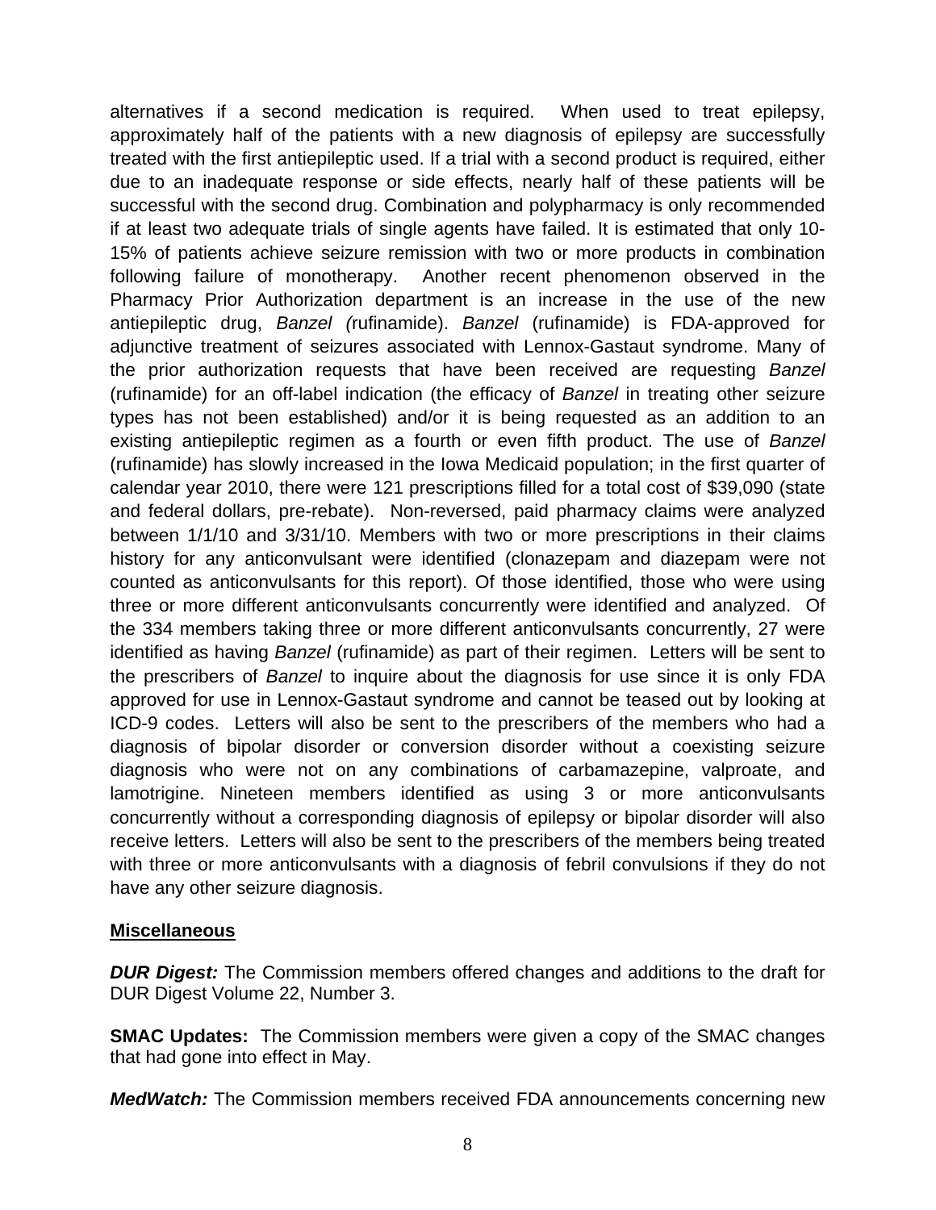alternatives if a second medication is required. When used to treat epilepsy, approximately half of the patients with a new diagnosis of epilepsy are successfully treated with the first antiepileptic used. If a trial with a second product is required, either due to an inadequate response or side effects, nearly half of these patients will be successful with the second drug. Combination and polypharmacy is only recommended if at least two adequate trials of single agents have failed. It is estimated that only 10-15% of patients achieve seizure remission with two or more products in combination following failure of monotherapy. Another recent phenomenon observed in the Pharmacy Prior Authorization department is an increase in the use of the new antiepileptic drug, *Banzel (*rufinamide). *Banzel* (rufinamide) is FDA-approved for adjunctive treatment of seizures associated with Lennox-Gastaut syndrome. Many of the prior authorization requests that have been received are requesting *Banzel* (rufinamide) for an off-label indication (the efficacy of *Banzel* in treating other seizure types has not been established) and/or it is being requested as an addition to an existing antiepileptic regimen as a fourth or even fifth product. The use of *Banzel* (rufinamide) has slowly increased in the Iowa Medicaid population; in the first quarter of calendar year 2010, there were 121 prescriptions filled for a total cost of $39,090 (state and federal dollars, pre-rebate). Non-reversed, paid pharmacy claims were analyzed between 1/1/10 and 3/31/10. Members with two or more prescriptions in their claims history for any anticonvulsant were identified (clonazepam and diazepam were not counted as anticonvulsants for this report). Of those identified, those who were using three or more different anticonvulsants concurrently were identified and analyzed. Of the 334 members taking three or more different anticonvulsants concurrently, 27 were identified as having *Banzel* (rufinamide) as part of their regimen. Letters will be sent to the prescribers of *Banzel* to inquire about the diagnosis for use since it is only FDA approved for use in Lennox-Gastaut syndrome and cannot be teased out by looking at ICD-9 codes. Letters will also be sent to the prescribers of the members who had a diagnosis of bipolar disorder or conversion disorder without a coexisting seizure diagnosis who were not on any combinations of carbamazepine, valproate, and lamotrigine. Nineteen members identified as using 3 or more anticonvulsants concurrently without a corresponding diagnosis of epilepsy or bipolar disorder will also receive letters. Letters will also be sent to the prescribers of the members being treated with three or more anticonvulsants with a diagnosis of febril convulsions if they do not have any other seizure diagnosis.

## Miscellaneous

***DUR Digest:*** The Commission members offered changes and additions to the draft for DUR Digest Volume 22, Number 3.

**SMAC Updates:** The Commission members were given a copy of the SMAC changes that had gone into effect in May.

***MedWatch:*** The Commission members received FDA announcements concerning new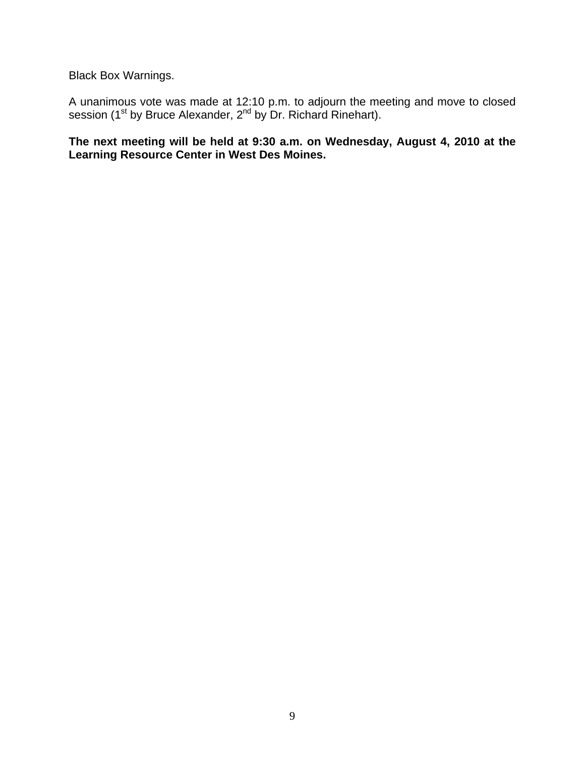Black Box Warnings.

A unanimous vote was made at 12:10 p.m. to adjourn the meeting and move to closed session (1st by Bruce Alexander, 2nd by Dr. Richard Rinehart).

**The next meeting will be held at 9:30 a.m. on Wednesday, August 4, 2010 at the Learning Resource Center in West Des Moines.**